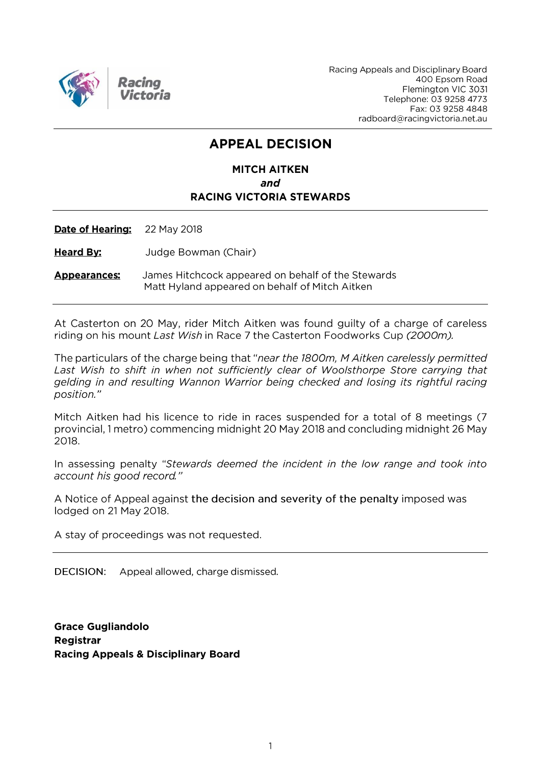Racing Victoria

Racing Appeals and Disciplinary Board
400 Epsom Road
Flemington VIC 3031
Telephone: 03 9258 4773
Fax: 03 9258 4848
radboard@racingvictoria.net.au

---

# APPEAL DECISION

**MITCH AITKEN**
***and***
**RACING VICTORIA STEWARDS**

---

**Date of Hearing:** 22 May 2018

**Heard By:** Judge Bowman (Chair)

**Appearances:** James Hitchcock appeared on behalf of the Stewards
Matt Hyland appeared on behalf of Mitch Aitken

---

At Casterton on 20 May, rider Mitch Aitken was found guilty of a charge of careless riding on his mount *Last Wish* in Race 7 the Casterton Foodworks Cup *(2000m).*

The particulars of the charge being that "*near the 1800m, M Aitken carelessly permitted Last Wish to shift in when not sufficiently clear of Woolsthorpe Store carrying that gelding in and resulting Wannon Warrior being checked and losing its rightful racing position.*"

Mitch Aitken had his licence to ride in races suspended for a total of 8 meetings (7 provincial, 1 metro) commencing midnight 20 May 2018 and concluding midnight 26 May 2018.

In assessing penalty "*Stewards deemed the incident in the low range and took into account his good record.*"

A Notice of Appeal against the decision and severity of the penalty imposed was lodged on 21 May 2018.

A stay of proceedings was not requested.

---

DECISION: Appeal allowed, charge dismissed.

**Grace Gugliandolo**
**Registrar**
**Racing Appeals & Disciplinary Board**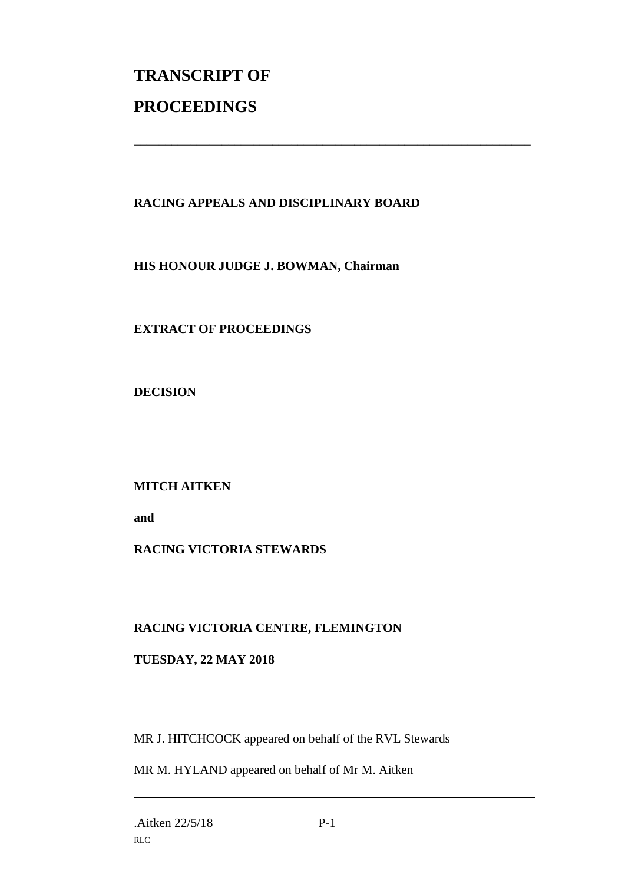# TRANSCRIPT OF PROCEEDINGS

---

**RACING APPEALS AND DISCIPLINARY BOARD**

**HIS HONOUR JUDGE J. BOWMAN, Chairman**

**EXTRACT OF PROCEEDINGS**

**DECISION**

**MITCH AITKEN**

**and**

**RACING VICTORIA STEWARDS**

**RACING VICTORIA CENTRE, FLEMINGTON**

**TUESDAY, 22 MAY 2018**

MR J. HITCHCOCK appeared on behalf of the RVL Stewards

MR M. HYLAND appeared on behalf of Mr M. Aitken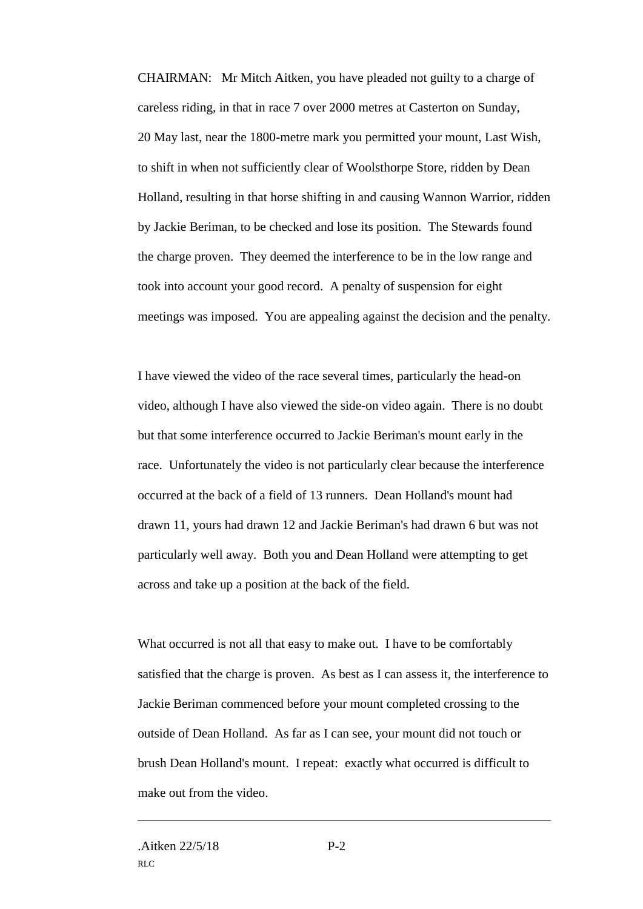CHAIRMAN: Mr Mitch Aitken, you have pleaded not guilty to a charge of careless riding, in that in race 7 over 2000 metres at Casterton on Sunday, 20 May last, near the 1800-metre mark you permitted your mount, Last Wish, to shift in when not sufficiently clear of Woolsthorpe Store, ridden by Dean Holland, resulting in that horse shifting in and causing Wannon Warrior, ridden by Jackie Beriman, to be checked and lose its position. The Stewards found the charge proven. They deemed the interference to be in the low range and took into account your good record. A penalty of suspension for eight meetings was imposed. You are appealing against the decision and the penalty.

I have viewed the video of the race several times, particularly the head-on video, although I have also viewed the side-on video again. There is no doubt but that some interference occurred to Jackie Beriman's mount early in the race. Unfortunately the video is not particularly clear because the interference occurred at the back of a field of 13 runners. Dean Holland's mount had drawn 11, yours had drawn 12 and Jackie Beriman's had drawn 6 but was not particularly well away. Both you and Dean Holland were attempting to get across and take up a position at the back of the field.

What occurred is not all that easy to make out. I have to be comfortably satisfied that the charge is proven. As best as I can assess it, the interference to Jackie Beriman commenced before your mount completed crossing to the outside of Dean Holland. As far as I can see, your mount did not touch or brush Dean Holland's mount. I repeat: exactly what occurred is difficult to make out from the video.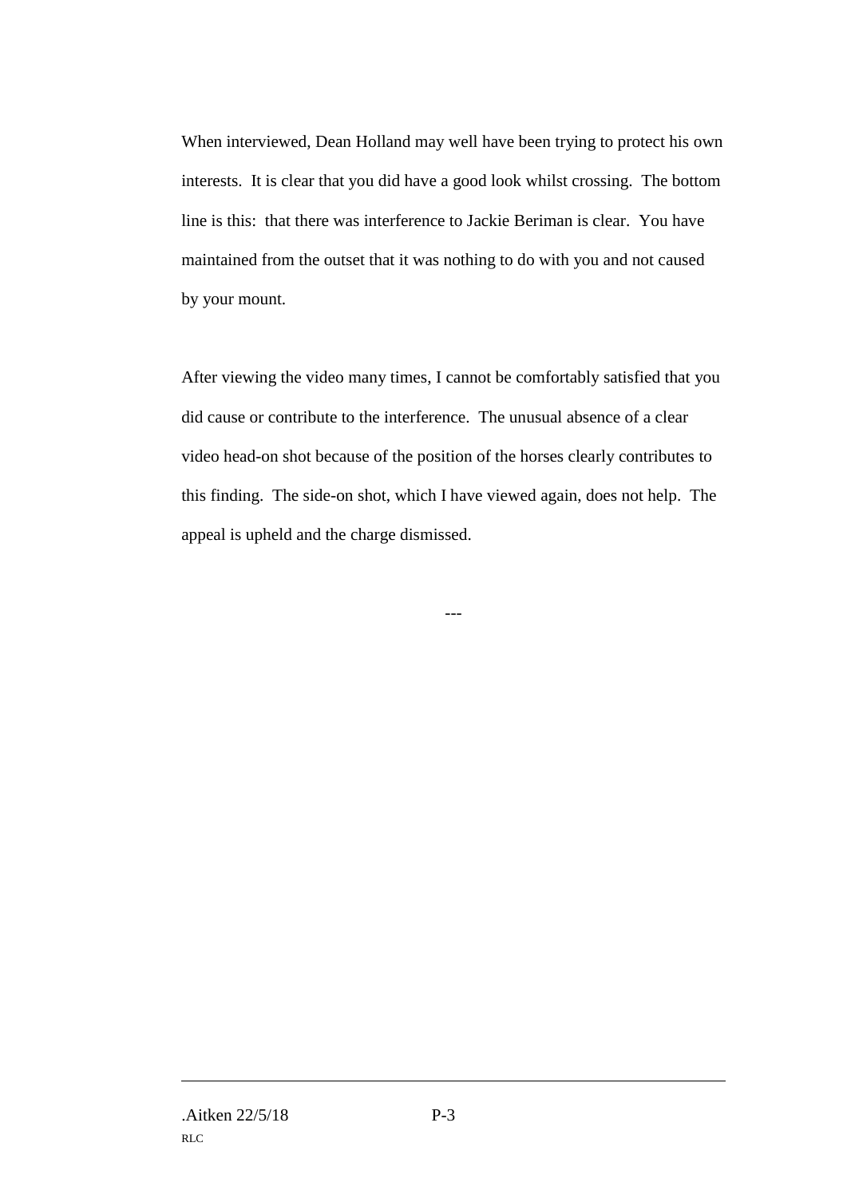When interviewed, Dean Holland may well have been trying to protect his own interests. It is clear that you did have a good look whilst crossing. The bottom line is this: that there was interference to Jackie Beriman is clear. You have maintained from the outset that it was nothing to do with you and not caused by your mount.

After viewing the video many times, I cannot be comfortably satisfied that you did cause or contribute to the interference. The unusual absence of a clear video head-on shot because of the position of the horses clearly contributes to this finding. The side-on shot, which I have viewed again, does not help. The appeal is upheld and the charge dismissed.

---